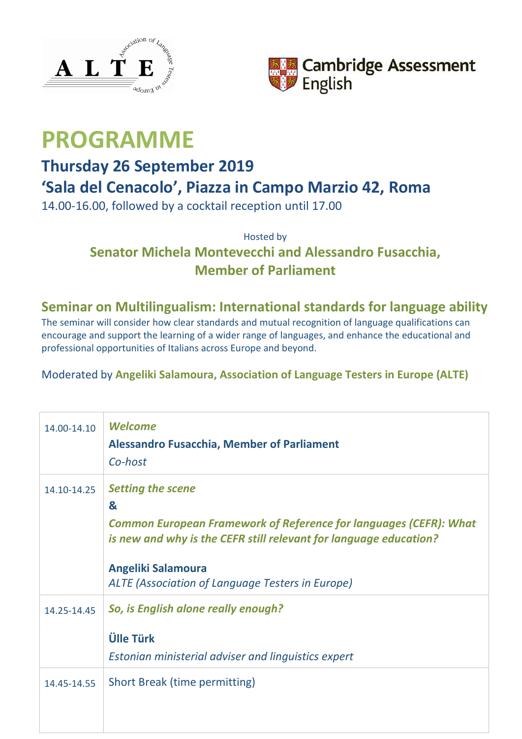# PROGRAMME

## Thursday 26 September 2019

## 'Sala del Cenacolo', Piazza in Campo Marzio 42, Roma

14.00-16.00, followed by a cocktail reception until 17.00

Hosted by

**Senator Michela Montevecchi and Alessandro Fusacchia, Member of Parliament**

### Seminar on Multilingualism: International standards for language ability

The seminar will consider how clear standards and mutual recognition of language qualifications can encourage and support the learning of a wider range of languages, and enhance the educational and professional opportunities of Italians across Europe and beyond.

Moderated by **Angeliki Salamoura, Association of Language Testers in Europe (ALTE)**

| | |
|---|---|
| 14.00-14.10 | ***Welcome***<br>**Alessandro Fusacchia, Member of Parliament**<br>*Co-host* |
| 14.10-14.25 | ***Setting the scene***<br>**&**<br>***Common European Framework of Reference for languages (CEFR): What is new and why is the CEFR still relevant for language education?***<br><br>**Angeliki Salamoura**<br>*ALTE (Association of Language Testers in Europe)* |
| 14.25-14.45 | ***So, is English alone really enough?***<br><br>**Ülle Türk**<br>*Estonian ministerial adviser and linguistics expert* |
| 14.45-14.55 | Short Break (time permitting) |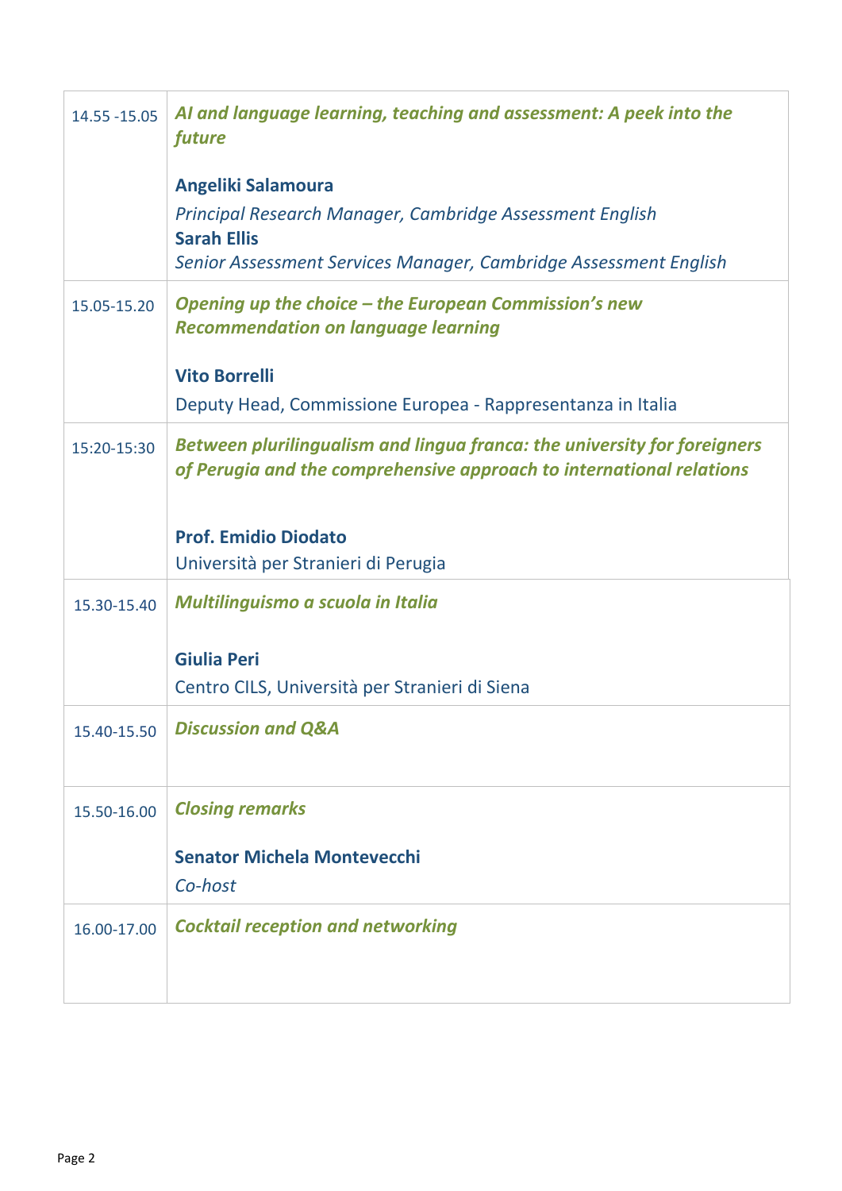| | |
|---|---|
| 14.55 -15.05 | ***AI and language learning, teaching and assessment: A peek into the future***<br><br>**Angeliki Salamoura**<br>*Principal Research Manager, Cambridge Assessment English*<br>**Sarah Ellis**<br>*Senior Assessment Services Manager, Cambridge Assessment English* |
| 15.05-15.20 | ***Opening up the choice – the European Commission's new Recommendation on language learning***<br><br>**Vito Borrelli**<br>Deputy Head, Commissione Europea - Rappresentanza in Italia |
| 15:20-15:30 | ***Between plurilingualism and lingua franca: the university for foreigners of Perugia and the comprehensive approach to international relations***<br><br>**Prof. Emidio Diodato**<br>Università per Stranieri di Perugia |
| 15.30-15.40 | ***Multilinguismo a scuola in Italia***<br><br>**Giulia Peri**<br>Centro CILS, Università per Stranieri di Siena |
| 15.40-15.50 | ***Discussion and Q&A*** |
| 15.50-16.00 | ***Closing remarks***<br><br>**Senator Michela Montevecchi**<br>*Co-host* |
| 16.00-17.00 | ***Cocktail reception and networking*** |